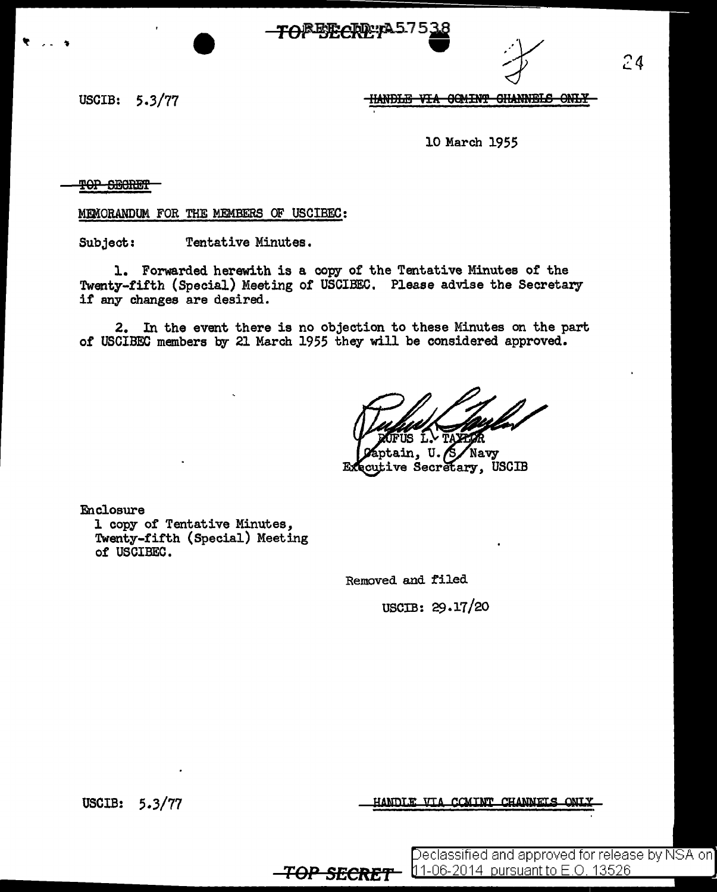USCIB: 5.3/77

HANDLE VIA COMINT CHANNELS ONLY

10 March 1955

TOP SECRET

MEMORANDUM FOR THE MEMBERS OF USCIBEC:

Subject: Tentative Minutes.

1. Forwarded herewith is a copy of the Tentative Minutes of the Twenty-fifth (Special) Meeting of USCIBEC. Please advise the Secretary if any changes are desired.

2. In the event there is no objection to these Minutes on the part of USCIBEC members by 21 March 1955 they will be considered approved.

RUFUS L. TAYLOR
Captain, U.S. Navy
Executive Secretary, USCIB

Enclosure
1 copy of Tentative Minutes, Twenty-fifth (Special) Meeting of USCIBEC.

Removed and filed

USCIB: 29.17/20

USCIB: 5.3/77

HANDLE VIA COMINT CHANNELS ONLY

TOP SECRET

Declassified and approved for release by NSA on 11-06-2014 pursuant to E.O. 13526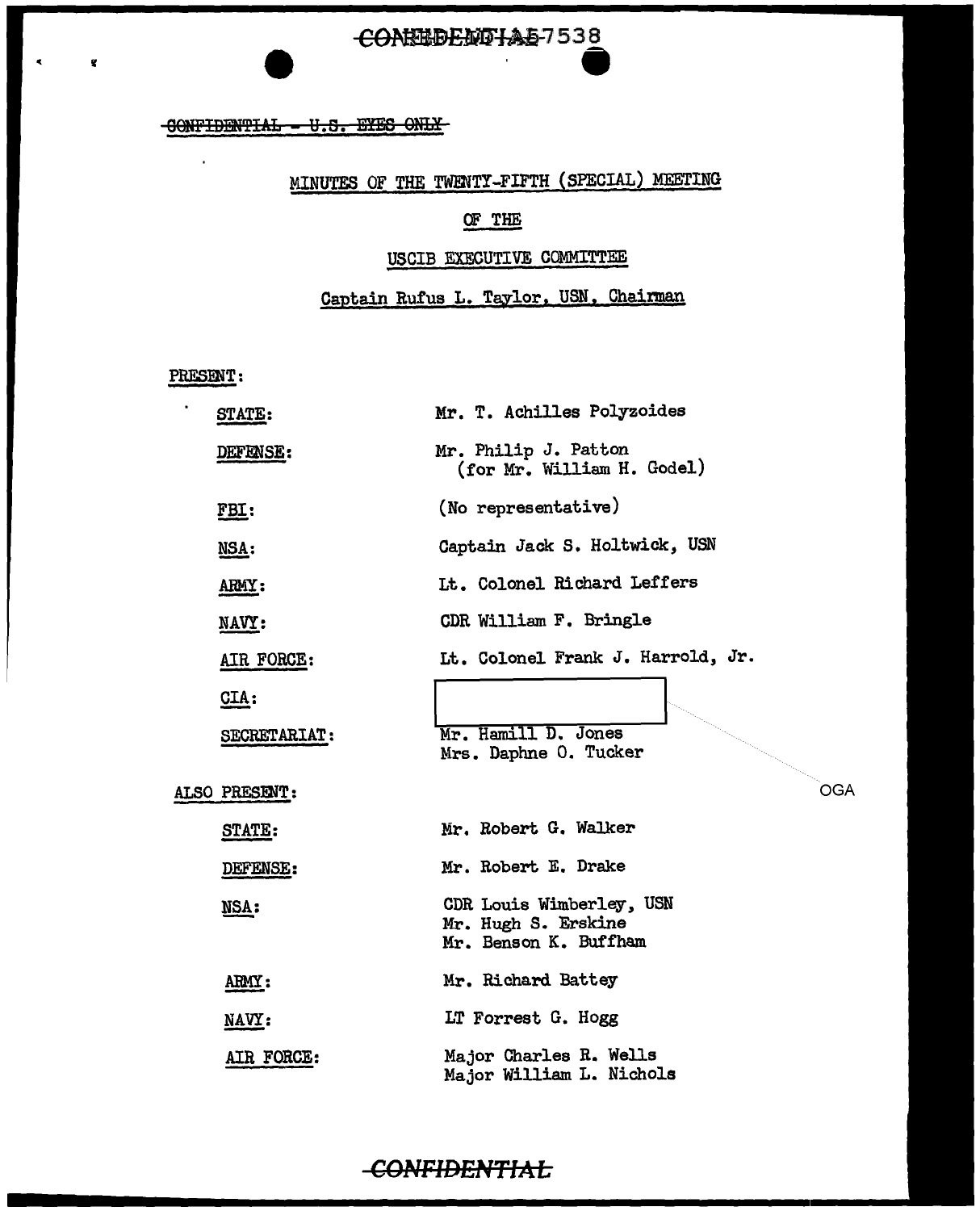CONFIDENTIAL - U.S. EYES ONLY

# MINUTES OF THE TWENTY-FIFTH (SPECIAL) MEETING

## OF THE

## USCIB EXECUTIVE COMMITTEE

### Captain Rufus L. Taylor, USN, Chairman

PRESENT:

| | |
|---|---|
| STATE: | Mr. T. Achilles Polyzoides |
| DEFENSE: | Mr. Philip J. Patton (for Mr. William H. Godel) |
| FBI: | (No representative) |
| NSA: | Captain Jack S. Holtwick, USN |
| ARMY: | Lt. Colonel Richard Leffers |
| NAVY: | CDR William F. Bringle |
| AIR FORCE: | Lt. Colonel Frank J. Harrold, Jr. |
| CIA: | OGA |
| SECRETARIAT: | Mr. Hamill D. Jones<br>Mrs. Daphne O. Tucker |

ALSO PRESENT:

| | |
|---|---|
| STATE: | Mr. Robert G. Walker |
| DEFENSE: | Mr. Robert E. Drake |
| NSA: | CDR Louis Wimberley, USN<br>Mr. Hugh S. Erskine<br>Mr. Benson K. Buffham |
| ARMY: | Mr. Richard Battey |
| NAVY: | LT Forrest G. Hogg |
| AIR FORCE: | Major Charles R. Wells<br>Major William L. Nichols |

CONFIDENTIAL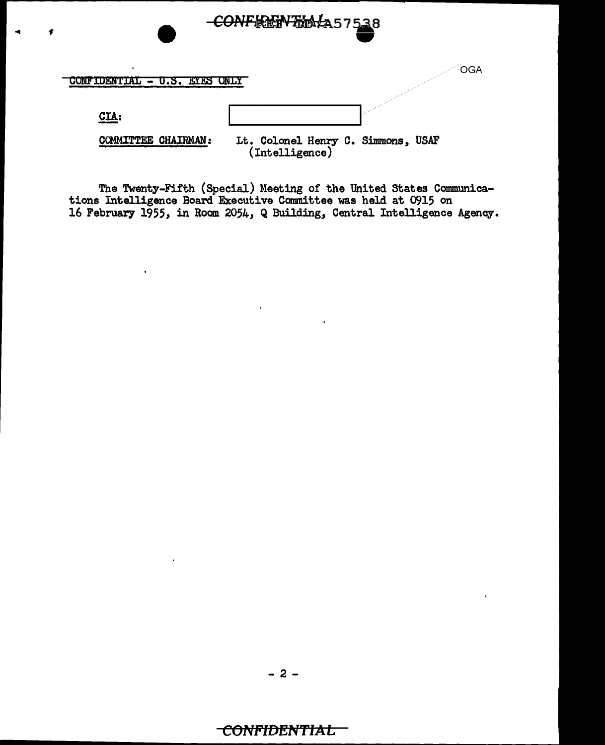CONFIDENTIAL - U.S. EYES ONLY

OGA

CIA:

COMMITTEE CHAIRMAN: Lt. Colonel Henry C. Simmons, USAF (Intelligence)

The Twenty-Fifth (Special) Meeting of the United States Communications Intelligence Board Executive Committee was held at 0915 on 16 February 1955, in Room 2054, Q Building, Central Intelligence Agency.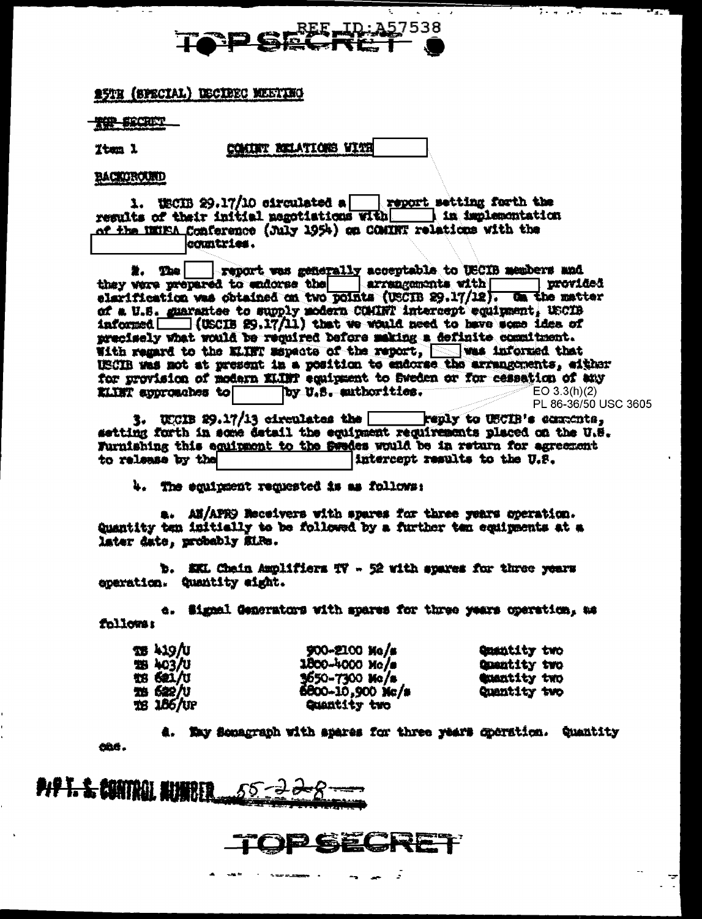REF ID:A57538

TOP SECRET

25TH (SPECIAL) USCIBEC MEETING

TOP SECRET

Item 1 COMINT RELATIONS WITH [ ]

BACKGROUND

1. USCIB 29.17/10 circulated a [ ] report setting forth the results of their initial negotiations with [ ] in implementation of the UKUSA Conference (July 1954) on COMINT relations with the [ ] countries.

2. The [ ] report was generally acceptable to USCIB members and they were prepared to endorse the [ ] arrangements with [ ] provided clarification was obtained on two points (USCIB 29.17/12). On the matter of a U.S. guarantee to supply modern COMINT intercept equipment, USCIB informed [ ] (USCIB 29.17/11) that we would need to have some idea of precisely what would be required before making a definite commitment. With regard to the ELINT aspects of the report, [ ] was informed that USCIB was not at present in a position to endorse the arrangements, either for provision of modern ELINT equipment to Sweden or for cessation of any ELINT approaches to [ ] by U.S. authorities.

EO 3.3(h)(2)
PL 86-36/50 USC 3605

3. USCIB 29.17/13 circulates the [ ] reply to USCIB's comments, setting forth in some detail the equipment requirements placed on the U.S. Furnishing this equipment to the Swedes would be in return for agreement to release by the [ ] intercept results to the U.S.

4. The equipment requested is as follows:

a. AN/APR9 Receivers with spares for three years operation. Quantity ten initially to be followed by a further ten equipments at a later date, probably ELRs.

b. EKL Chain Amplifiers TV - 52 with spares for three years operation. Quantity eight.

c. Signal Generators with spares for three years operation, as follows:

| | | |
|---|---|---|
| TS 419/U | 900-2100 Mc/s | Quantity two |
| TS 403/U | 1800-4000 Mc/s | Quantity two |
| TS 621/U | 3650-7300 Mc/s | Quantity two |
| TS 622/U | 6800-10,900 Mc/s | Quantity two |
| TS 186/UP | Quantity two | |

d. Kay Sonagraph with spares for three years operation. Quantity one.

P/P T. S. CONTROL NUMBER 55-228

TOP SECRET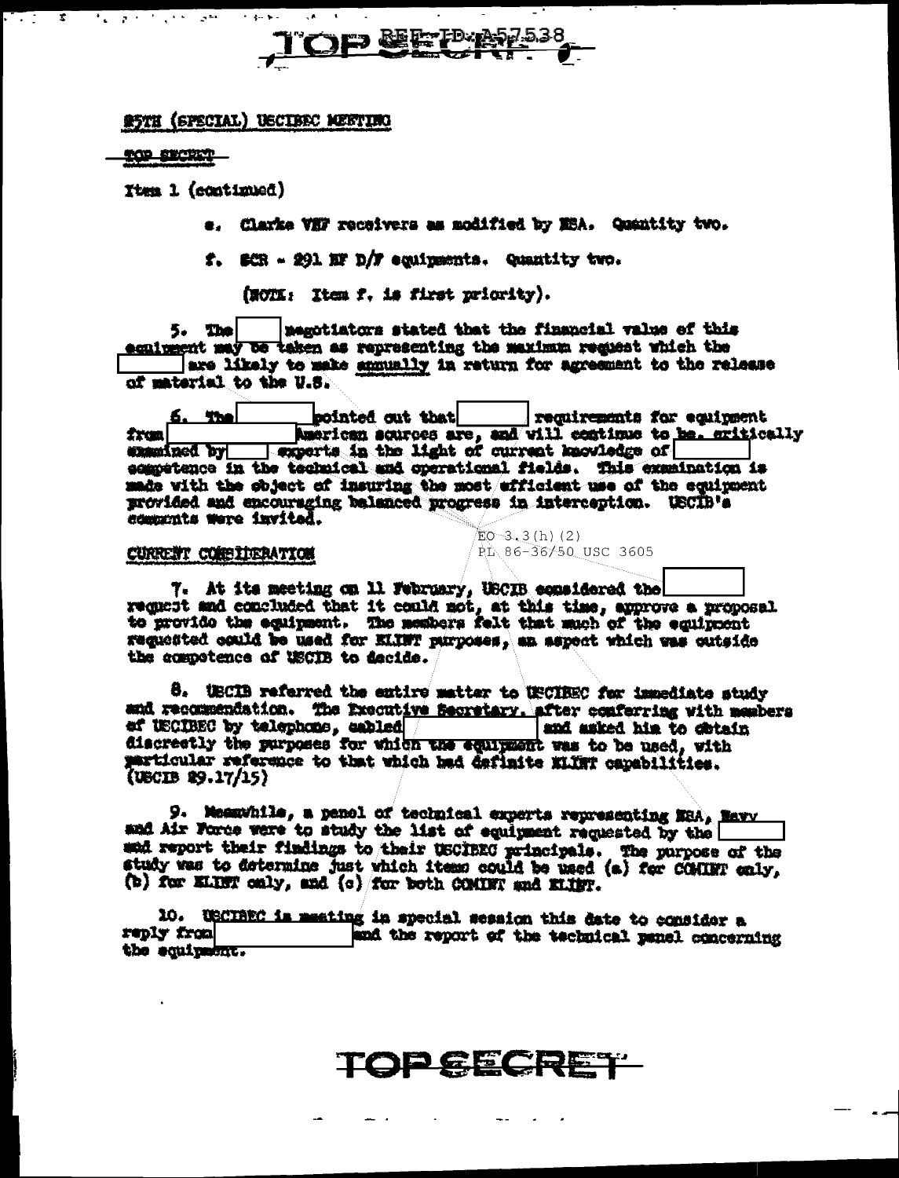85TH (SPECIAL) USCIBEC MEETING

TOP SECRET

Item 1 (continued)

e. Clarke VHF receivers as modified by NSA. Quantity two.

f. SCR - 291 HF D/F equipments. Quantity two.

(NOTE: Item f. is first priority).

5. The [ ] negotiators stated that the financial value of this equipment may be taken as representing the maximum request which the [ ] are likely to make annually in return for agreement to the release of material to the U.S.

6. The [ ] pointed out that [ ] requirements for equipment from [ ] American sources are, and will continue to be, critically examined by [ ] experts in the light of current knowledge of [ ] competence in the technical and operational fields. This examination is made with the object of insuring the most efficient use of the equipment provided and encouraging balanced progress in interception. USCIB's comments were invited.

EO 3.3(h)(2)
PL 86-36/50 USC 3605

CURRENT CONSIDERATION

7. At its meeting on 11 February, USCIB considered the [ ] request and concluded that it could not, at this time, approve a proposal to provide the equipment. The members felt that much of the equipment requested could be used for ELINT purposes, an aspect which was outside the competence of USCIB to decide.

8. USCIB referred the entire matter to USCIBEC for immediate study and recommendation. The Executive Secretary, after conferring with members of USCIBEC by telephone, cabled [ ] and asked him to obtain discreetly the purposes for which the equipment was to be used, with particular reference to that which had definite ELINT capabilities. (USCIB 29.17/15)

9. Meanwhile, a panel of technical experts representing NSA, Navy and Air Force were to study the list of equipment requested by the [ ] and report their findings to their USCIBEC principals. The purpose of the study was to determine just which items could be used (a) for COMINT only, (b) for ELINT only, and (c) for both COMINT and ELINT.

10. USCIBEC is meeting in special session this date to consider a reply from [ ] and the report of the technical panel concerning the equipment.

TOP SECRET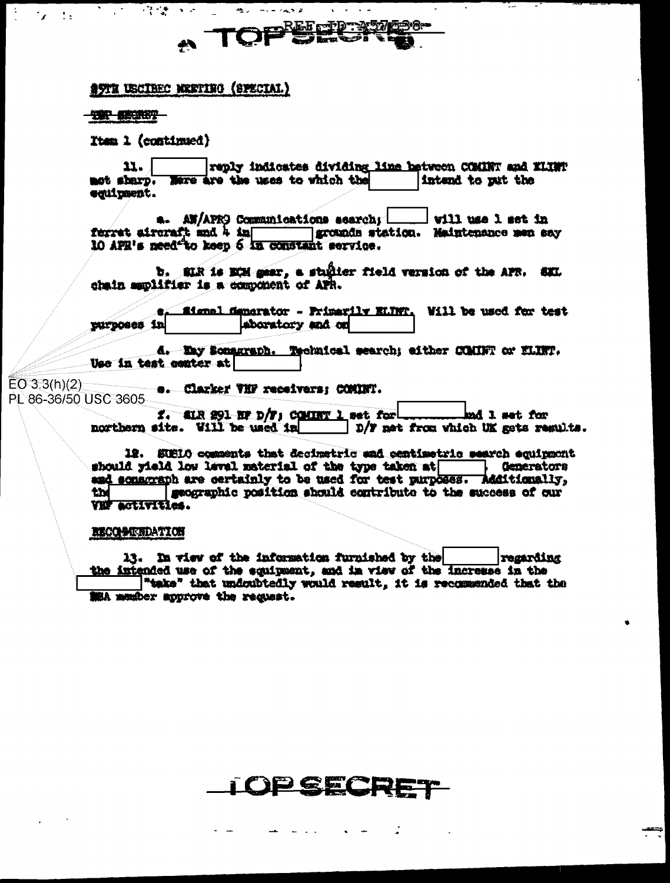97TH USCIBEC MEETING (SPECIAL)

TOP SECRET

Item 1 (continued)

11. [ ] reply indicates dividing line between COMINT and ELINT not sharp. Here are the uses to which the [ ] intend to put the equipment.

a. AN/APR9 Communications search; [ ] will use 1 set in ferret aircraft and 4 in [ ] grounds station. Maintenance men say 10 APR's need to keep 6 in constant service.

b. SLR is ECM gear, a sturdier field version of the APR. SKL chain amplifier is a component of APR.

c. Signal Generator - Primarily ELINT. Will be used for test purposes in [ ] laboratory and on [ ]

d. Kay Sonagraph. Technical search; either COMINT or ELINT. Use in test center at [ ]

EO 3.3(h)(2)
PL 86-36/50 USC 3605

e. Clarker VHF receivers; COMINT.

f. SLR 291 HF D/F; COMINT 1 set for [ ] and 1 set for northern site. Will be used in [ ] D/F net from which UK gets results.

12. SUSLO comments that decimetric and centimetric search equipment should yield low level material of the type taken at [ ]. Generators and sonagraph are certainly to be used for test purposes. Additionally, the [ ] geographic position should contribute to the success of our VHF activities.

RECOMMENDATION

13. In view of the information furnished by the [ ] regarding the intended use of the equipment, and in view of the increase in the [ ] "take" that undoubtedly would result, it is recommended that the NSA member approve the request.

TOP SECRET